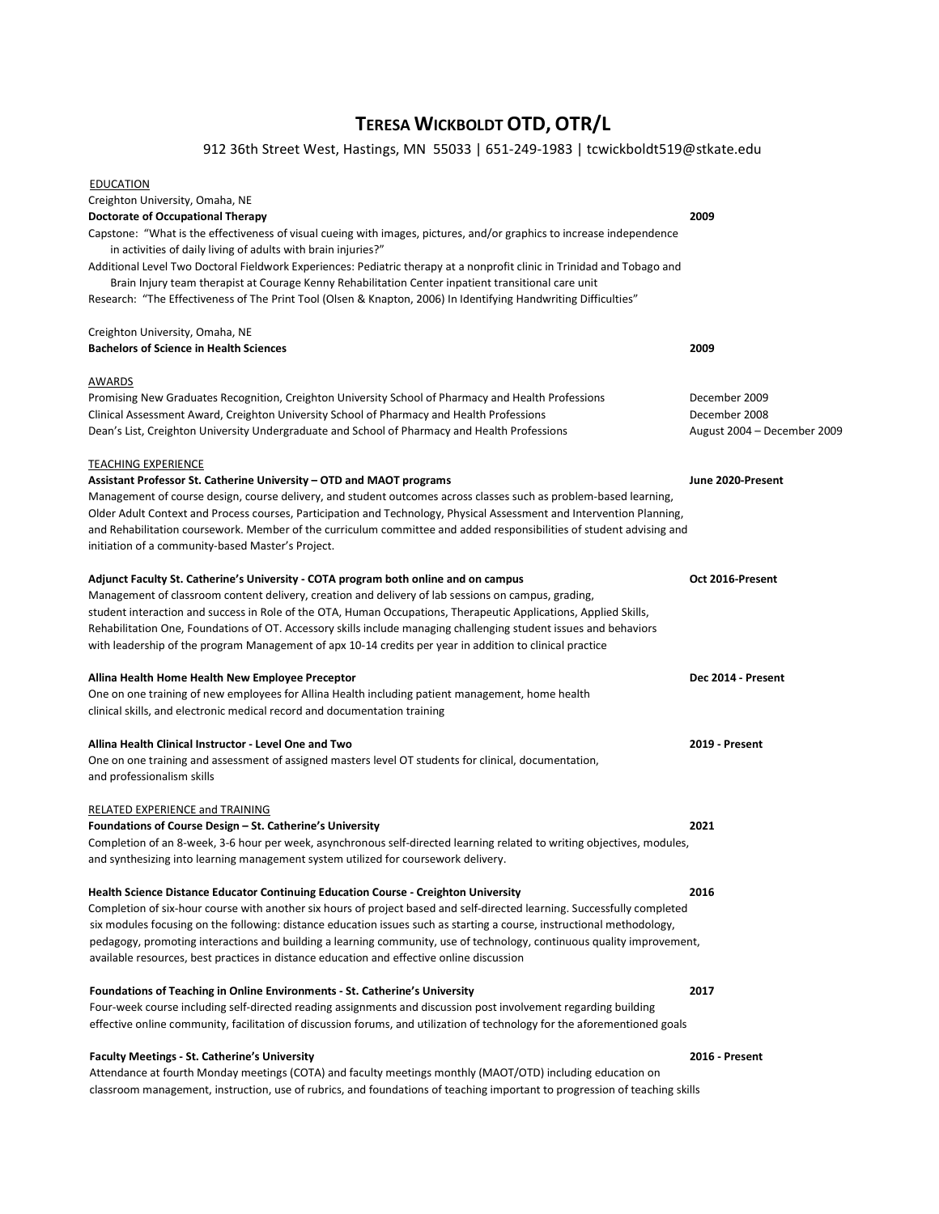# TERESA WICKBOLDT OTD, OTR/L

912 36th Street West, Hastings, MN 55033 | 651-249-1983 | tcwickboldt519@stkate.edu

## EDUCATION

Creighton University, Omaha, NE
**Doctorate of Occupational Therapy** — **2009**

Capstone: "What is the effectiveness of visual cueing with images, pictures, and/or graphics to increase independence in activities of daily living of adults with brain injuries?"

Additional Level Two Doctoral Fieldwork Experiences: Pediatric therapy at a nonprofit clinic in Trinidad and Tobago and Brain Injury team therapist at Courage Kenny Rehabilitation Center inpatient transitional care unit

Research: "The Effectiveness of The Print Tool (Olsen & Knapton, 2006) In Identifying Handwriting Difficulties"

Creighton University, Omaha, NE
**Bachelors of Science in Health Sciences** — **2009**

## AWARDS

Promising New Graduates Recognition, Creighton University School of Pharmacy and Health Professions — December 2009

Clinical Assessment Award, Creighton University School of Pharmacy and Health Professions — December 2008

Dean's List, Creighton University Undergraduate and School of Pharmacy and Health Professions — August 2004 – December 2009

## TEACHING EXPERIENCE

**Assistant Professor St. Catherine University – OTD and MAOT programs** — **June 2020-Present**

Management of course design, course delivery, and student outcomes across classes such as problem-based learning, Older Adult Context and Process courses, Participation and Technology, Physical Assessment and Intervention Planning, and Rehabilitation coursework. Member of the curriculum committee and added responsibilities of student advising and initiation of a community-based Master's Project.

**Adjunct Faculty St. Catherine's University - COTA program both online and on campus** — **Oct 2016-Present**

Management of classroom content delivery, creation and delivery of lab sessions on campus, grading, student interaction and success in Role of the OTA, Human Occupations, Therapeutic Applications, Applied Skills, Rehabilitation One, Foundations of OT. Accessory skills include managing challenging student issues and behaviors with leadership of the program Management of apx 10-14 credits per year in addition to clinical practice

**Allina Health Home Health New Employee Preceptor** — **Dec 2014 - Present**

One on one training of new employees for Allina Health including patient management, home health clinical skills, and electronic medical record and documentation training

**Allina Health Clinical Instructor - Level One and Two** — **2019 - Present**

One on one training and assessment of assigned masters level OT students for clinical, documentation, and professionalism skills

## RELATED EXPERIENCE and TRAINING

**Foundations of Course Design – St. Catherine's University** — **2021**

Completion of an 8-week, 3-6 hour per week, asynchronous self-directed learning related to writing objectives, modules, and synthesizing into learning management system utilized for coursework delivery.

**Health Science Distance Educator Continuing Education Course - Creighton University** — **2016**

Completion of six-hour course with another six hours of project based and self-directed learning. Successfully completed six modules focusing on the following: distance education issues such as starting a course, instructional methodology, pedagogy, promoting interactions and building a learning community, use of technology, continuous quality improvement, available resources, best practices in distance education and effective online discussion

**Foundations of Teaching in Online Environments - St. Catherine's University** — **2017**

Four-week course including self-directed reading assignments and discussion post involvement regarding building effective online community, facilitation of discussion forums, and utilization of technology for the aforementioned goals

**Faculty Meetings - St. Catherine's University** — **2016 - Present**

Attendance at fourth Monday meetings (COTA) and faculty meetings monthly (MAOT/OTD) including education on classroom management, instruction, use of rubrics, and foundations of teaching important to progression of teaching skills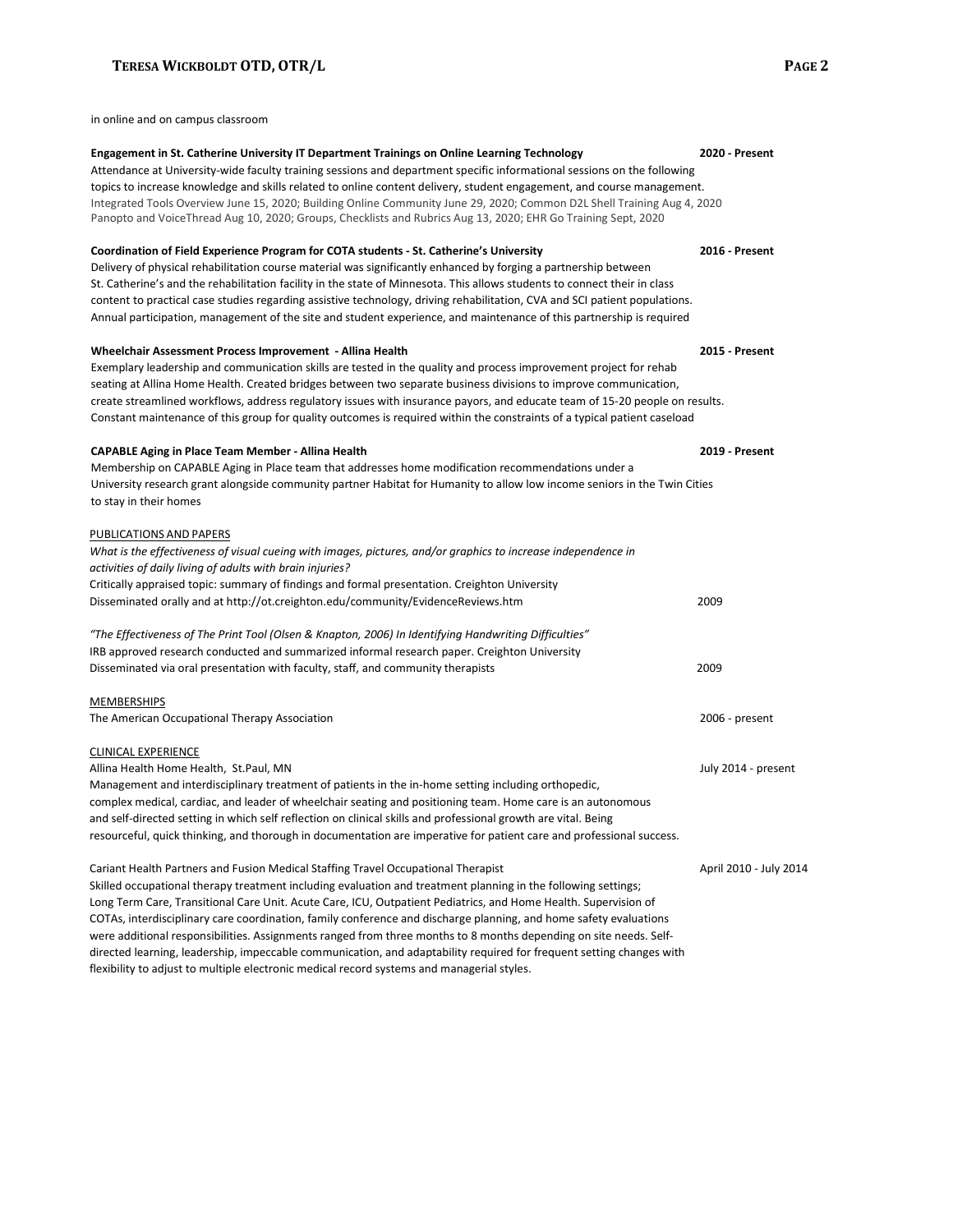in online and on campus classroom

**Engagement in St. Catherine University IT Department Trainings on Online Learning Technology** **2020 - Present**
Attendance at University-wide faculty training sessions and department specific informational sessions on the following topics to increase knowledge and skills related to online content delivery, student engagement, and course management.
Integrated Tools Overview June 15, 2020; Building Online Community June 29, 2020; Common D2L Shell Training Aug 4, 2020 Panopto and VoiceThread Aug 10, 2020; Groups, Checklists and Rubrics Aug 13, 2020; EHR Go Training Sept, 2020

**Coordination of Field Experience Program for COTA students - St. Catherine's University** **2016 - Present**
Delivery of physical rehabilitation course material was significantly enhanced by forging a partnership between St. Catherine's and the rehabilitation facility in the state of Minnesota. This allows students to connect their in class content to practical case studies regarding assistive technology, driving rehabilitation, CVA and SCI patient populations. Annual participation, management of the site and student experience, and maintenance of this partnership is required

**Wheelchair Assessment Process Improvement - Allina Health** **2015 - Present**
Exemplary leadership and communication skills are tested in the quality and process improvement project for rehab seating at Allina Home Health. Created bridges between two separate business divisions to improve communication, create streamlined workflows, address regulatory issues with insurance payors, and educate team of 15-20 people on results. Constant maintenance of this group for quality outcomes is required within the constraints of a typical patient caseload

**CAPABLE Aging in Place Team Member - Allina Health** **2019 - Present**
Membership on CAPABLE Aging in Place team that addresses home modification recommendations under a University research grant alongside community partner Habitat for Humanity to allow low income seniors in the Twin Cities to stay in their homes

## PUBLICATIONS AND PAPERS

*What is the effectiveness of visual cueing with images, pictures, and/or graphics to increase independence in activities of daily living of adults with brain injuries?*
Critically appraised topic: summary of findings and formal presentation. Creighton University
Disseminated orally and at http://ot.creighton.edu/community/EvidenceReviews.htm 2009

*"The Effectiveness of The Print Tool (Olsen & Knapton, 2006) In Identifying Handwriting Difficulties"*
IRB approved research conducted and summarized informal research paper. Creighton University
Disseminated via oral presentation with faculty, staff, and community therapists 2009

## MEMBERSHIPS

The American Occupational Therapy Association 2006 - present

## CLINICAL EXPERIENCE

Allina Health Home Health, St.Paul, MN July 2014 - present
Management and interdisciplinary treatment of patients in the in-home setting including orthopedic, complex medical, cardiac, and leader of wheelchair seating and positioning team. Home care is an autonomous and self-directed setting in which self reflection on clinical skills and professional growth are vital. Being resourceful, quick thinking, and thorough in documentation are imperative for patient care and professional success.

Cariant Health Partners and Fusion Medical Staffing Travel Occupational Therapist April 2010 - July 2014
Skilled occupational therapy treatment including evaluation and treatment planning in the following settings; Long Term Care, Transitional Care Unit. Acute Care, ICU, Outpatient Pediatrics, and Home Health. Supervision of COTAs, interdisciplinary care coordination, family conference and discharge planning, and home safety evaluations were additional responsibilities. Assignments ranged from three months to 8 months depending on site needs. Self-directed learning, leadership, impeccable communication, and adaptability required for frequent setting changes with flexibility to adjust to multiple electronic medical record systems and managerial styles.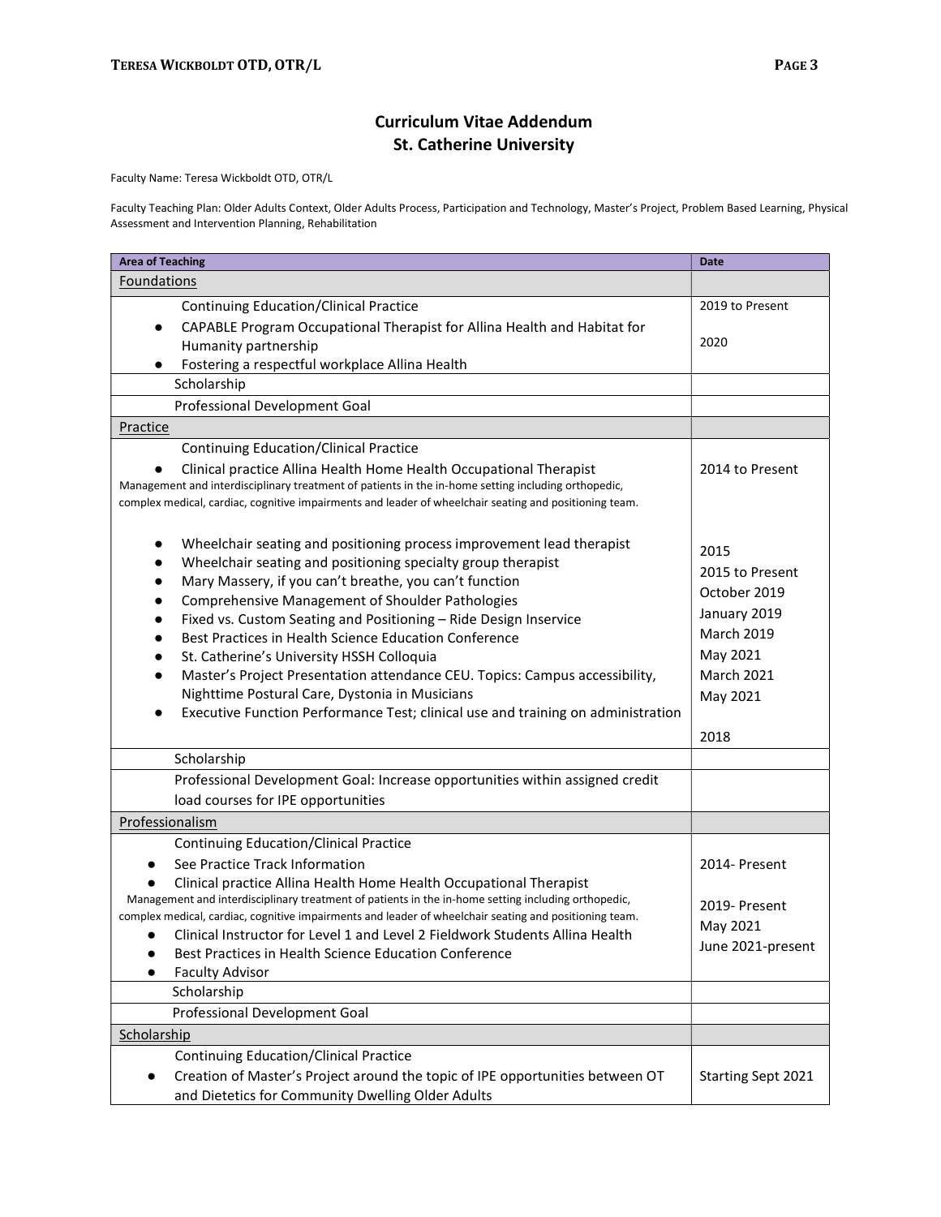## Curriculum Vitae Addendum
## St. Catherine University

Faculty Name: Teresa Wickboldt OTD, OTR/L

Faculty Teaching Plan: Older Adults Context, Older Adults Process, Participation and Technology, Master's Project, Problem Based Learning, Physical Assessment and Intervention Planning, Rehabilitation

| Area of Teaching | Date |
|---|---|
| Foundations | |
| Continuing Education/Clinical Practice<br>● CAPABLE Program Occupational Therapist for Allina Health and Habitat for Humanity partnership<br>● Fostering a respectful workplace Allina Health | 2019 to Present<br>2020 |
| Scholarship | |
| Professional Development Goal | |
| Practice | |
| Continuing Education/Clinical Practice<br>● Clinical practice Allina Health Home Health Occupational Therapist<br>Management and interdisciplinary treatment of patients in the in-home setting including orthopedic, complex medical, cardiac, cognitive impairments and leader of wheelchair seating and positioning team.<br>● Wheelchair seating and positioning process improvement lead therapist<br>● Wheelchair seating and positioning specialty group therapist<br>● Mary Massery, if you can't breathe, you can't function<br>● Comprehensive Management of Shoulder Pathologies<br>● Fixed vs. Custom Seating and Positioning – Ride Design Inservice<br>● Best Practices in Health Science Education Conference<br>● St. Catherine's University HSSH Colloquia<br>● Master's Project Presentation attendance CEU. Topics: Campus accessibility, Nighttime Postural Care, Dystonia in Musicians<br>● Executive Function Performance Test; clinical use and training on administration | 2014 to Present<br>2015<br>2015 to Present<br>October 2019<br>January 2019<br>March 2019<br>May 2021<br>March 2021<br>May 2021<br>2018 |
| Scholarship | |
| Professional Development Goal: Increase opportunities within assigned credit load courses for IPE opportunities | |
| Professionalism | |
| Continuing Education/Clinical Practice<br>● See Practice Track Information<br>● Clinical practice Allina Health Home Health Occupational Therapist<br>Management and interdisciplinary treatment of patients in the in-home setting including orthopedic, complex medical, cardiac, cognitive impairments and leader of wheelchair seating and positioning team.<br>● Clinical Instructor for Level 1 and Level 2 Fieldwork Students Allina Health<br>● Best Practices in Health Science Education Conference<br>● Faculty Advisor | 2014- Present<br>2019- Present<br>May 2021<br>June 2021-present |
| Scholarship | |
| Professional Development Goal | |
| Scholarship | |
| Continuing Education/Clinical Practice<br>● Creation of Master's Project around the topic of IPE opportunities between OT and Dietetics for Community Dwelling Older Adults | Starting Sept 2021 |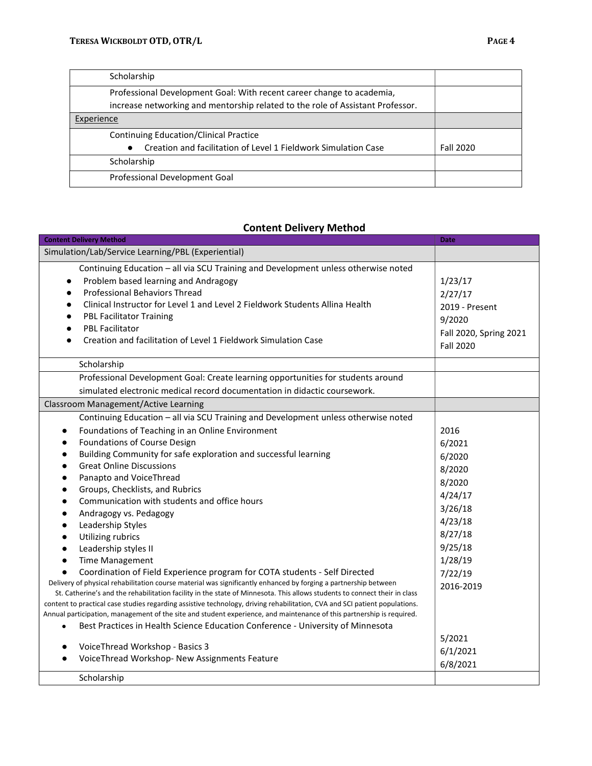| | |
|---|---|
| Scholarship | |
| Professional Development Goal: With recent career change to academia, increase networking and mentorship related to the role of Assistant Professor. | |
| Experience | |
| Continuing Education/Clinical Practice<br>● Creation and facilitation of Level 1 Fieldwork Simulation Case | Fall 2020 |
| Scholarship | |
| Professional Development Goal | |

## Content Delivery Method

| Content Delivery Method | Date |
|---|---|
| Simulation/Lab/Service Learning/PBL (Experiential) | |
| Continuing Education – all via SCU Training and Development unless otherwise noted<br>● Problem based learning and Andragogy<br>● Professional Behaviors Thread<br>● Clinical Instructor for Level 1 and Level 2 Fieldwork Students Allina Health<br>● PBL Facilitator Training<br>● PBL Facilitator<br>● Creation and facilitation of Level 1 Fieldwork Simulation Case | <br>1/23/17<br>2/27/17<br>2019 - Present<br>9/2020<br>Fall 2020, Spring 2021<br>Fall 2020 |
| Scholarship | |
| Professional Development Goal: Create learning opportunities for students around simulated electronic medical record documentation in didactic coursework. | |
| Classroom Management/Active Learning | |
| Continuing Education – all via SCU Training and Development unless otherwise noted<br>● Foundations of Teaching in an Online Environment<br>● Foundations of Course Design<br>● Building Community for safe exploration and successful learning<br>● Great Online Discussions<br>● Panapto and VoiceThread<br>● Groups, Checklists, and Rubrics<br>● Communication with students and office hours<br>● Andragogy vs. Pedagogy<br>● Leadership Styles<br>● Utilizing rubrics<br>● Leadership styles II<br>● Time Management<br>● Coordination of Field Experience program for COTA students - Self Directed<br>Delivery of physical rehabilitation course material was significantly enhanced by forging a partnership between St. Catherine's and the rehabilitation facility in the state of Minnesota. This allows students to connect their in class content to practical case studies regarding assistive technology, driving rehabilitation, CVA and SCI patient populations. Annual participation, management of the site and student experience, and maintenance of this partnership is required.<br>● Best Practices in Health Science Education Conference - University of Minnesota<br>● VoiceThread Workshop - Basics 3<br>● VoiceThread Workshop- New Assignments Feature | <br>2016<br>6/2021<br>6/2020<br>8/2020<br>8/2020<br>4/24/17<br>3/26/18<br>4/23/18<br>8/27/18<br>9/25/18<br>1/28/19<br>7/22/19<br>2016-2019<br><br><br><br><br>5/2021<br>6/1/2021<br>6/8/2021 |
| Scholarship | |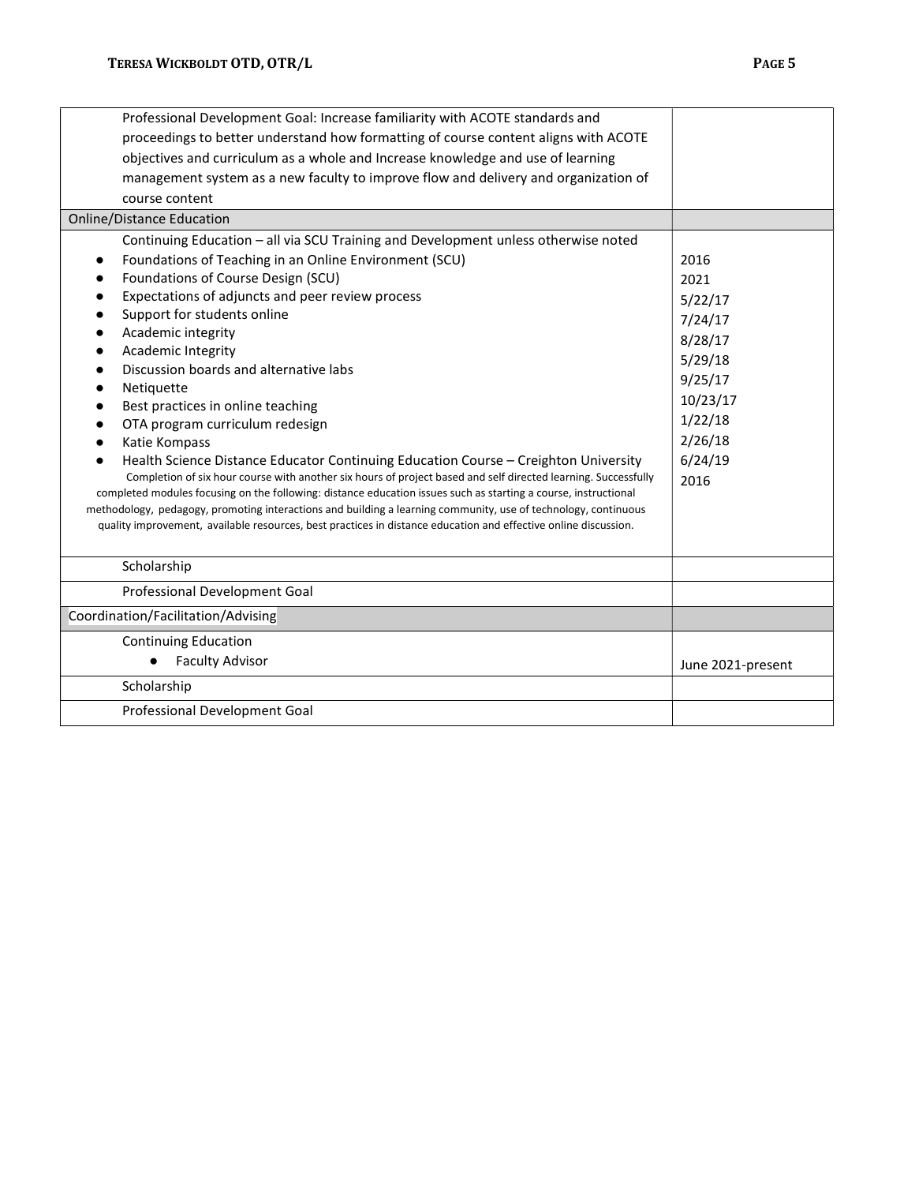| | |
|---|---|
| Professional Development Goal: Increase familiarity with ACOTE standards and proceedings to better understand how formatting of course content aligns with ACOTE objectives and curriculum as a whole and Increase knowledge and use of learning management system as a new faculty to improve flow and delivery and organization of course content | |
| Online/Distance Education | |
| Continuing Education – all via SCU Training and Development unless otherwise noted<br>• Foundations of Teaching in an Online Environment (SCU)<br>• Foundations of Course Design (SCU)<br>• Expectations of adjuncts and peer review process<br>• Support for students online<br>• Academic integrity<br>• Academic Integrity<br>• Discussion boards and alternative labs<br>• Netiquette<br>• Best practices in online teaching<br>• OTA program curriculum redesign<br>• Katie Kompass<br>• Health Science Distance Educator Continuing Education Course – Creighton University<br>Completion of six hour course with another six hours of project based and self directed learning. Successfully completed modules focusing on the following: distance education issues such as starting a course, instructional methodology, pedagogy, promoting interactions and building a learning community, use of technology, continuous quality improvement, available resources, best practices in distance education and effective online discussion. | <br>2016<br>2021<br>5/22/17<br>7/24/17<br>8/28/17<br>5/29/18<br>9/25/17<br>10/23/17<br>1/22/18<br>2/26/18<br>6/24/19<br>2016 |
| Scholarship | |
| Professional Development Goal | |
| Coordination/Facilitation/Advising | |
| Continuing Education<br>• Faculty Advisor | <br>June 2021-present |
| Scholarship | |
| Professional Development Goal | |